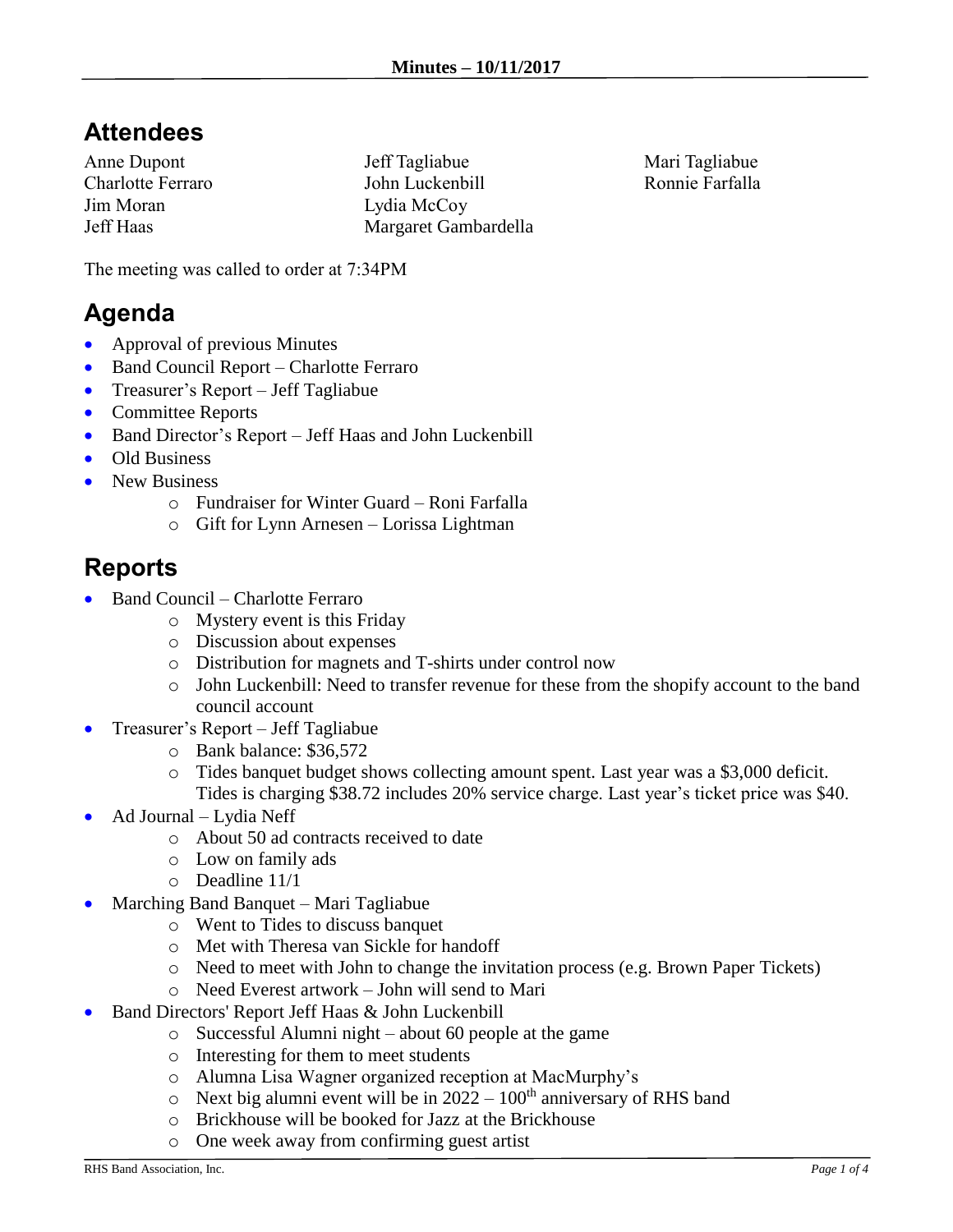# Minutes – 10/11/2017

## Attendees

Anne Dupont
Charlotte Ferraro
Jim Moran
Jeff Haas
Jeff Tagliabue
John Luckenbill
Lydia McCoy
Margaret Gambardella
Mari Tagliabue
Ronnie Farfalla

The meeting was called to order at 7:34PM

## Agenda

- Approval of previous Minutes
- Band Council Report – Charlotte Ferraro
- Treasurer's Report – Jeff Tagliabue
- Committee Reports
- Band Director's Report – Jeff Haas and John Luckenbill
- Old Business
- New Business
  - Fundraiser for Winter Guard – Roni Farfalla
  - Gift for Lynn Arnesen – Lorissa Lightman

## Reports

- Band Council – Charlotte Ferraro
  - Mystery event is this Friday
  - Discussion about expenses
  - Distribution for magnets and T-shirts under control now
  - John Luckenbill: Need to transfer revenue for these from the shopify account to the band council account
- Treasurer's Report – Jeff Tagliabue
  - Bank balance: $36,572
  - Tides banquet budget shows collecting amount spent. Last year was a $3,000 deficit. Tides is charging $38.72 includes 20% service charge. Last year's ticket price was $40.
- Ad Journal – Lydia Neff
  - About 50 ad contracts received to date
  - Low on family ads
  - Deadline 11/1
- Marching Band Banquet – Mari Tagliabue
  - Went to Tides to discuss banquet
  - Met with Theresa van Sickle for handoff
  - Need to meet with John to change the invitation process (e.g. Brown Paper Tickets)
  - Need Everest artwork – John will send to Mari
- Band Directors' Report Jeff Haas & John Luckenbill
  - Successful Alumni night – about 60 people at the game
  - Interesting for them to meet students
  - Alumna Lisa Wagner organized reception at MacMurphy's
  - Next big alumni event will be in 2022 – 100th anniversary of RHS band
  - Brickhouse will be booked for Jazz at the Brickhouse
  - One week away from confirming guest artist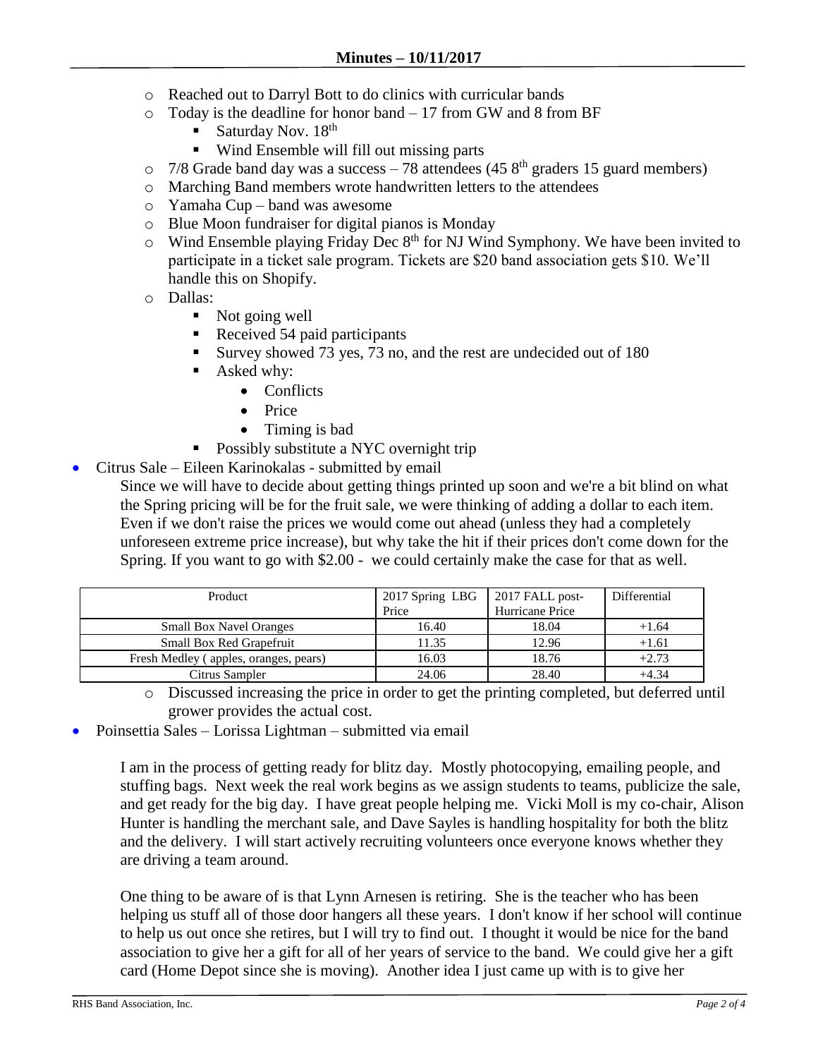## Minutes – 10/11/2017

- Reached out to Darryl Bott to do clinics with curricular bands
- Today is the deadline for honor band – 17 from GW and 8 from BF
  - Saturday Nov. 18th
  - Wind Ensemble will fill out missing parts
- 7/8 Grade band day was a success – 78 attendees (45 8th graders 15 guard members)
- Marching Band members wrote handwritten letters to the attendees
- Yamaha Cup – band was awesome
- Blue Moon fundraiser for digital pianos is Monday
- Wind Ensemble playing Friday Dec 8th for NJ Wind Symphony. We have been invited to participate in a ticket sale program. Tickets are $20 band association gets $10. We'll handle this on Shopify.
- Dallas:
  - Not going well
  - Received 54 paid participants
  - Survey showed 73 yes, 73 no, and the rest are undecided out of 180
  - Asked why:
    - Conflicts
    - Price
    - Timing is bad
  - Possibly substitute a NYC overnight trip

- Citrus Sale – Eileen Karinokalas - submitted by email

  Since we will have to decide about getting things printed up soon and we're a bit blind on what the Spring pricing will be for the fruit sale, we were thinking of adding a dollar to each item. Even if we don't raise the prices we would come out ahead (unless they had a completely unforeseen extreme price increase), but why take the hit if their prices don't come down for the Spring. If you want to go with $2.00 - we could certainly make the case for that as well.

| Product | 2017 Spring LBG Price | 2017 FALL post-Hurricane Price | Differential |
|---|---|---|---|
| Small Box Navel Oranges | 16.40 | 18.04 | +1.64 |
| Small Box Red Grapefruit | 11.35 | 12.96 | +1.61 |
| Fresh Medley ( apples, oranges, pears) | 16.03 | 18.76 | +2.73 |
| Citrus Sampler | 24.06 | 28.40 | +4.34 |

  - Discussed increasing the price in order to get the printing completed, but deferred until grower provides the actual cost.

- Poinsettia Sales – Lorissa Lightman – submitted via email

  I am in the process of getting ready for blitz day. Mostly photocopying, emailing people, and stuffing bags. Next week the real work begins as we assign students to teams, publicize the sale, and get ready for the big day. I have great people helping me. Vicki Moll is my co-chair, Alison Hunter is handling the merchant sale, and Dave Sayles is handling hospitality for both the blitz and the delivery. I will start actively recruiting volunteers once everyone knows whether they are driving a team around.

  One thing to be aware of is that Lynn Arnesen is retiring. She is the teacher who has been helping us stuff all of those door hangers all these years. I don't know if her school will continue to help us out once she retires, but I will try to find out. I thought it would be nice for the band association to give her a gift for all of her years of service to the band. We could give her a gift card (Home Depot since she is moving). Another idea I just came up with is to give her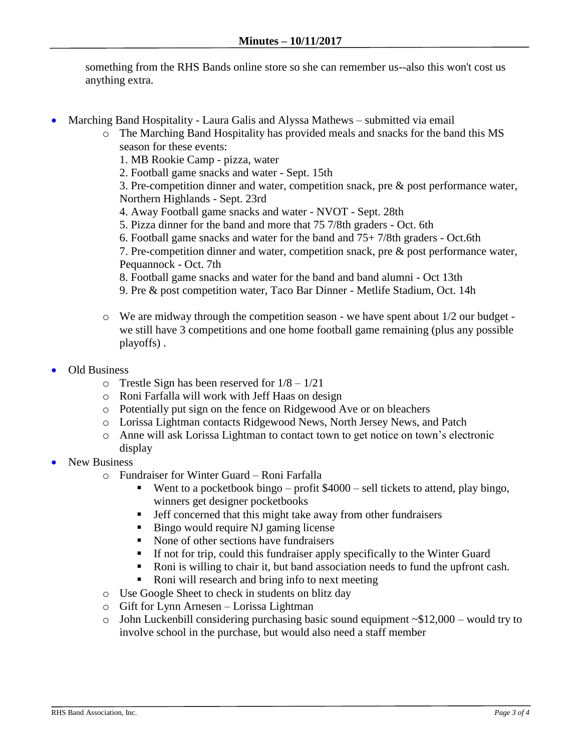something from the RHS Bands online store so she can remember us--also this won't cost us anything extra.

- Marching Band Hospitality - Laura Galis and Alyssa Mathews – submitted via email
  - The Marching Band Hospitality has provided meals and snacks for the band this MS season for these events:
    1. MB Rookie Camp - pizza, water
    2. Football game snacks and water - Sept. 15th
    3. Pre-competition dinner and water, competition snack, pre & post performance water, Northern Highlands - Sept. 23rd
    4. Away Football game snacks and water - NVOT - Sept. 28th
    5. Pizza dinner for the band and more that 75 7/8th graders - Oct. 6th
    6. Football game snacks and water for the band and 75+ 7/8th graders - Oct.6th
    7. Pre-competition dinner and water, competition snack, pre & post performance water, Pequannock - Oct. 7th
    8. Football game snacks and water for the band and band alumni - Oct 13th
    9. Pre & post competition water, Taco Bar Dinner - Metlife Stadium, Oct. 14h
  - We are midway through the competition season - we have spent about 1/2 our budget - we still have 3 competitions and one home football game remaining (plus any possible playoffs) .
- Old Business
  - Trestle Sign has been reserved for 1/8 – 1/21
  - Roni Farfalla will work with Jeff Haas on design
  - Potentially put sign on the fence on Ridgewood Ave or on bleachers
  - Lorissa Lightman contacts Ridgewood News, North Jersey News, and Patch
  - Anne will ask Lorissa Lightman to contact town to get notice on town's electronic display
- New Business
  - Fundraiser for Winter Guard – Roni Farfalla
    - Went to a pocketbook bingo – profit $4000 – sell tickets to attend, play bingo, winners get designer pocketbooks
    - Jeff concerned that this might take away from other fundraisers
    - Bingo would require NJ gaming license
    - None of other sections have fundraisers
    - If not for trip, could this fundraiser apply specifically to the Winter Guard
    - Roni is willing to chair it, but band association needs to fund the upfront cash.
    - Roni will research and bring info to next meeting
  - Use Google Sheet to check in students on blitz day
  - Gift for Lynn Arnesen – Lorissa Lightman
  - John Luckenbill considering purchasing basic sound equipment ~$12,000 – would try to involve school in the purchase, but would also need a staff member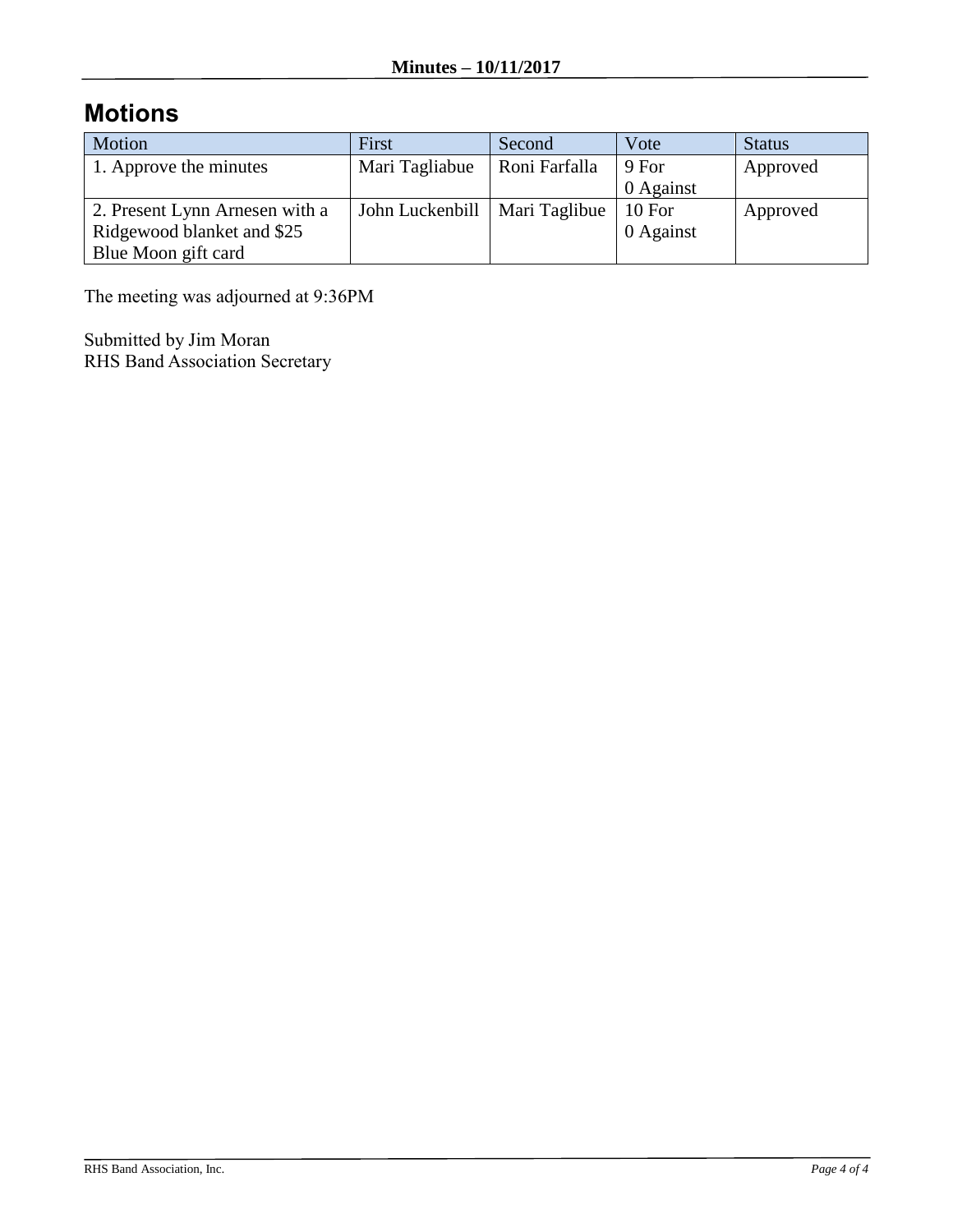## Motions

| Motion | First | Second | Vote | Status |
|---|---|---|---|---|
| 1. Approve the minutes | Mari Tagliabue | Roni Farfalla | 9 For<br>0 Against | Approved |
| 2. Present Lynn Arnesen with a Ridgewood blanket and $25 Blue Moon gift card | John Luckenbill | Mari Taglibue | 10 For<br>0 Against | Approved |

The meeting was adjourned at 9:36PM

Submitted by Jim Moran
RHS Band Association Secretary